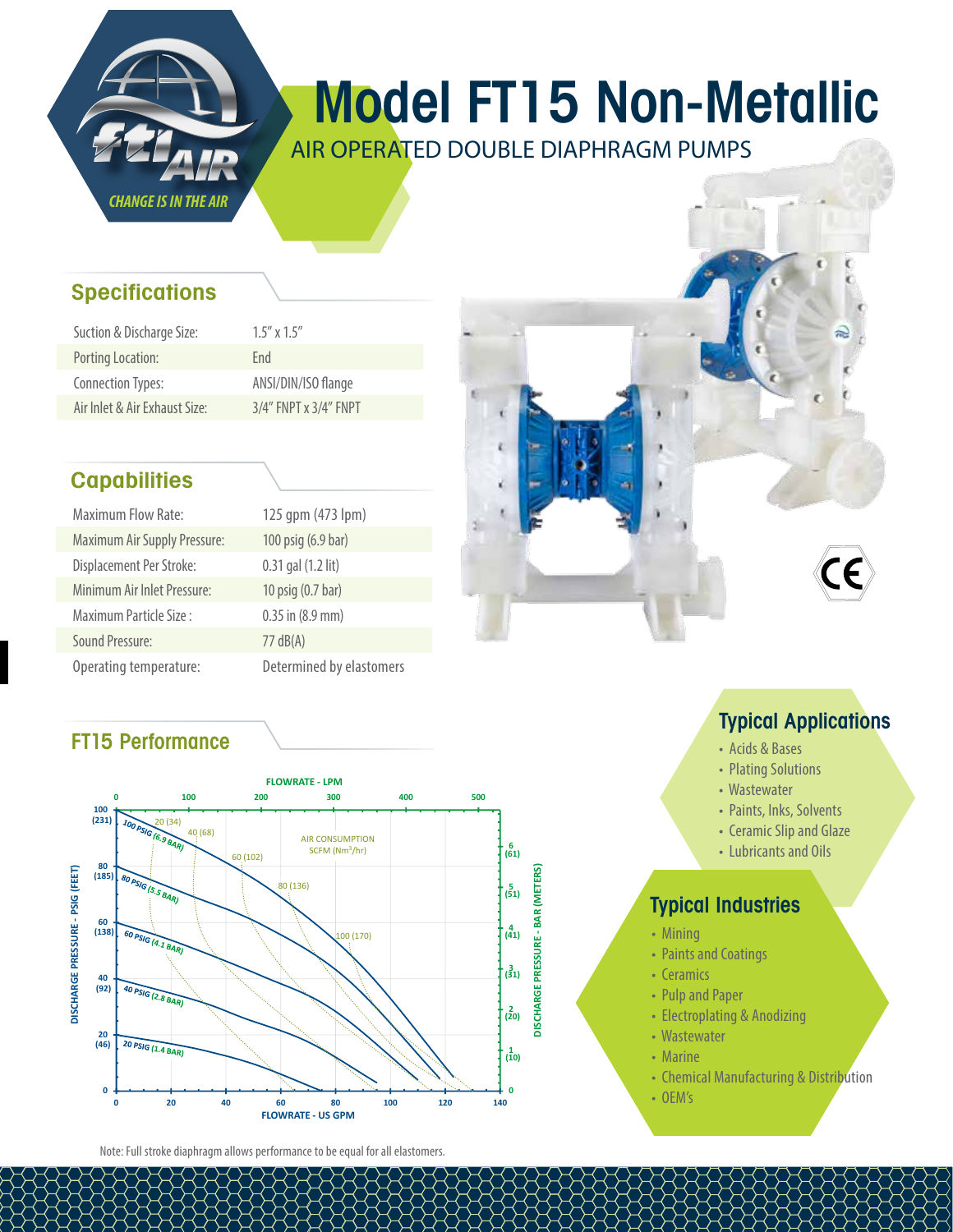# Model FT15 Non-Metallic

AIR OPERATED DOUBLE DIAPHRAGM PUMPS

ftiAIR — CHANGE IS IN THE AIR

## Specifications

| | |
|---|---|
| Suction & Discharge Size: | 1.5" x 1.5" |
| Porting Location: | End |
| Connection Types: | ANSI/DIN/ISO flange |
| Air Inlet & Air Exhaust Size: | 3/4" FNPT x 3/4" FNPT |

## Capabilities

| | |
|---|---|
| Maximum Flow Rate: | 125 gpm (473 lpm) |
| Maximum Air Supply Pressure: | 100 psig (6.9 bar) |
| Displacement Per Stroke: | 0.31 gal (1.2 lit) |
| Minimum Air Inlet Pressure: | 10 psig (0.7 bar) |
| Maximum Particle Size : | 0.35 in (8.9 mm) |
| Sound Pressure: | 77 dB(A) |
| Operating temperature: | Determined by elastomers |

## FT15 Performance

FLOWRATE - LPM: 0, 100, 200, 300, 400, 500

DISCHARGE PRESSURE - PSIG (FEET): 0, 20 (46), 40 (92), 60 (138), 80 (185), 100 (231)

DISCHARGE PRESSURE - BAR (METERS): 0, 1 (10), 2 (20), 3 (31), 4 (41), 5 (51), 6 (61)

FLOWRATE - US GPM: 0, 20, 40, 60, 80, 100, 120, 140

Curves: 100 PSIG (6.9 BAR), 80 PSIG (5.5 BAR), 60 PSIG (4.1 BAR), 40 PSIG (2.8 BAR), 20 PSIG (1.4 BAR)

AIR CONSUMPTION SCFM (Nm³/hr): 20 (34), 40 (68), 60 (102), 80 (136), 100 (170)

Note: Full stroke diaphragm allows performance to be equal for all elastomers.

## Typical Applications

- Acids & Bases
- Plating Solutions
- Wastewater
- Paints, Inks, Solvents
- Ceramic Slip and Glaze
- Lubricants and Oils

## Typical Industries

- Mining
- Paints and Coatings
- Ceramics
- Pulp and Paper
- Electroplating & Anodizing
- Wastewater
- Marine
- Chemical Manufacturing & Distribution
- OEM's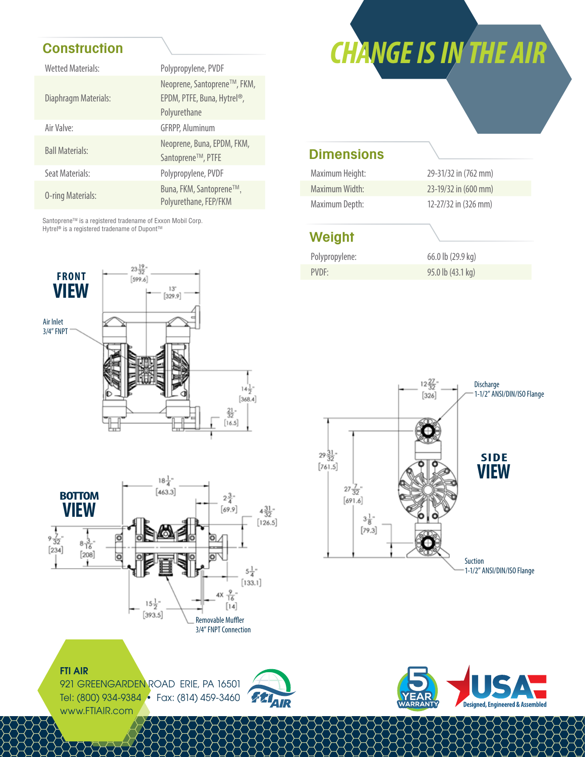## Construction

| | |
|---|---|
| Wetted Materials: | Polypropylene, PVDF |
| Diaphragm Materials: | Neoprene, Santoprene™, FKM, EPDM, PTFE, Buna, Hytrel®, Polyurethane |
| Air Valve: | GFRPP, Aluminum |
| Ball Materials: | Neoprene, Buna, EPDM, FKM, Santoprene™, PTFE |
| Seat Materials: | Polypropylene, PVDF |
| O-ring Materials: | Buna, FKM, Santoprene™, Polyurethane, FEP/FKM |

Santoprene™ is a registered tradename of Exxon Mobil Corp.
Hytrel® is a registered tradename of Dupont™

# CHANGE IS IN THE AIR

## Dimensions

| | |
|---|---|
| Maximum Height: | 29-31/32 in (762 mm) |
| Maximum Width: | 23-19/32 in (600 mm) |
| Maximum Depth: | 12-27/32 in (326 mm) |

## Weight

| | |
|---|---|
| Polypropylene: | 66.0 lb (29.9 kg) |
| PVDF: | 95.0 lb (43.1 kg) |

**FRONT VIEW**

23 19/32" [599.6]
13" [329.9]
Air Inlet 3/4" FNPT
14 1/2" [368.4]
21/32" [16.5]

**BOTTOM VIEW**

18 1/4" [463.3]
2 3/4" [69.9]
4 31/32" [126.5]
9 7/32" [234]
8 3/16" [208]
5 1/4" [133.1]
4X 9/16" [14]
15 1/2" [393.5]
Removable Muffler 3/4" FNPT Connection

**SIDE VIEW**

12 27/32" [326]
Discharge 1-1/2" ANSI/DIN/ISO Flange
29 31/32" [761.5]
27 7/32" [691.6]
3 1/8" [79.3]
Suction 1-1/2" ANSI/DIN/ISO Flange

**FTI AIR**
921 GREENGARDEN ROAD ERIE, PA 16501
Tel: (800) 934-9384 • Fax: (814) 459-3460
www.FTIAIR.com

5 YEAR WARRANTY

USA Designed, Engineered & Assembled